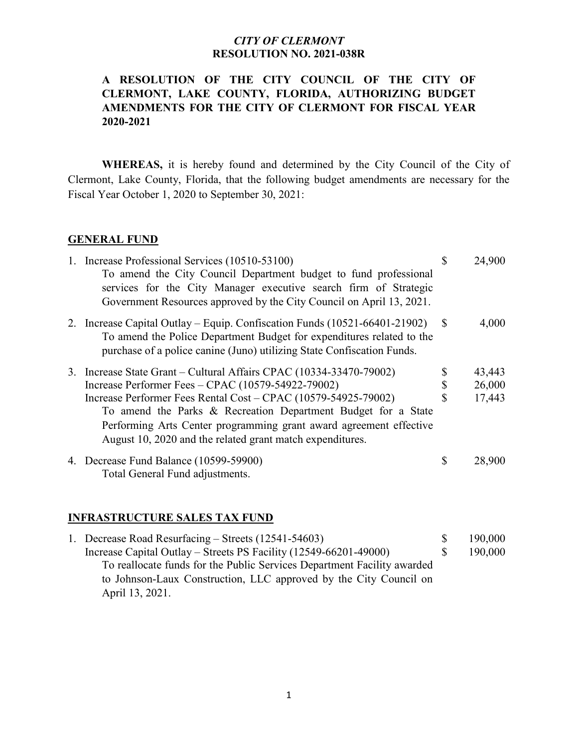*CITY OF CLERMONT*
**RESOLUTION NO. 2021-038R**

**A RESOLUTION OF THE CITY COUNCIL OF THE CITY OF CLERMONT, LAKE COUNTY, FLORIDA, AUTHORIZING BUDGET AMENDMENTS FOR THE CITY OF CLERMONT FOR FISCAL YEAR 2020-2021**

**WHEREAS,** it is hereby found and determined by the City Council of the City of Clermont, Lake County, Florida, that the following budget amendments are necessary for the Fiscal Year October 1, 2020 to September 30, 2021:

**GENERAL FUND**

1. Increase Professional Services (10510-53100) — $ 24,900
   To amend the City Council Department budget to fund professional services for the City Manager executive search firm of Strategic Government Resources approved by the City Council on April 13, 2021.

2. Increase Capital Outlay – Equip. Confiscation Funds (10521-66401-21902) — $ 4,000
   To amend the Police Department Budget for expenditures related to the purchase of a police canine (Juno) utilizing State Confiscation Funds.

3. Increase State Grant – Cultural Affairs CPAC (10334-33470-79002) — $ 43,443
   Increase Performer Fees – CPAC (10579-54922-79002) — $ 26,000
   Increase Performer Fees Rental Cost – CPAC (10579-54925-79002) — $ 17,443
   To amend the Parks & Recreation Department Budget for a State Performing Arts Center programming grant award agreement effective August 10, 2020 and the related grant match expenditures.

4. Decrease Fund Balance (10599-59900) — $ 28,900
   Total General Fund adjustments.

**INFRASTRUCTURE SALES TAX FUND**

1. Decrease Road Resurfacing – Streets (12541-54603) — $ 190,000
   Increase Capital Outlay – Streets PS Facility (12549-66201-49000) — $ 190,000
   To reallocate funds for the Public Services Department Facility awarded to Johnson-Laux Construction, LLC approved by the City Council on April 13, 2021.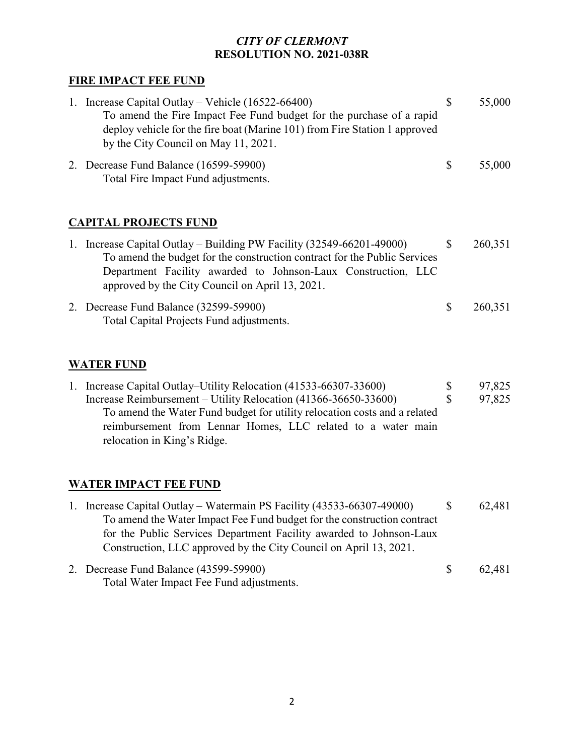*CITY OF CLERMONT*
**RESOLUTION NO. 2021-038R**

## FIRE IMPACT FEE FUND

1. Increase Capital Outlay – Vehicle (16522-66400) — $ 55,000
   To amend the Fire Impact Fee Fund budget for the purchase of a rapid deploy vehicle for the fire boat (Marine 101) from Fire Station 1 approved by the City Council on May 11, 2021.

2. Decrease Fund Balance (16599-59900) — $ 55,000
   Total Fire Impact Fund adjustments.

## CAPITAL PROJECTS FUND

1. Increase Capital Outlay – Building PW Facility (32549-66201-49000) — $ 260,351
   To amend the budget for the construction contract for the Public Services Department Facility awarded to Johnson-Laux Construction, LLC approved by the City Council on April 13, 2021.

2. Decrease Fund Balance (32599-59900) — $ 260,351
   Total Capital Projects Fund adjustments.

## WATER FUND

1. Increase Capital Outlay–Utility Relocation (41533-66307-33600) — $ 97,825
   Increase Reimbursement – Utility Relocation (41366-36650-33600) — $ 97,825
   To amend the Water Fund budget for utility relocation costs and a related reimbursement from Lennar Homes, LLC related to a water main relocation in King's Ridge.

## WATER IMPACT FEE FUND

1. Increase Capital Outlay – Watermain PS Facility (43533-66307-49000) — $ 62,481
   To amend the Water Impact Fee Fund budget for the construction contract for the Public Services Department Facility awarded to Johnson-Laux Construction, LLC approved by the City Council on April 13, 2021.

2. Decrease Fund Balance (43599-59900) — $ 62,481
   Total Water Impact Fee Fund adjustments.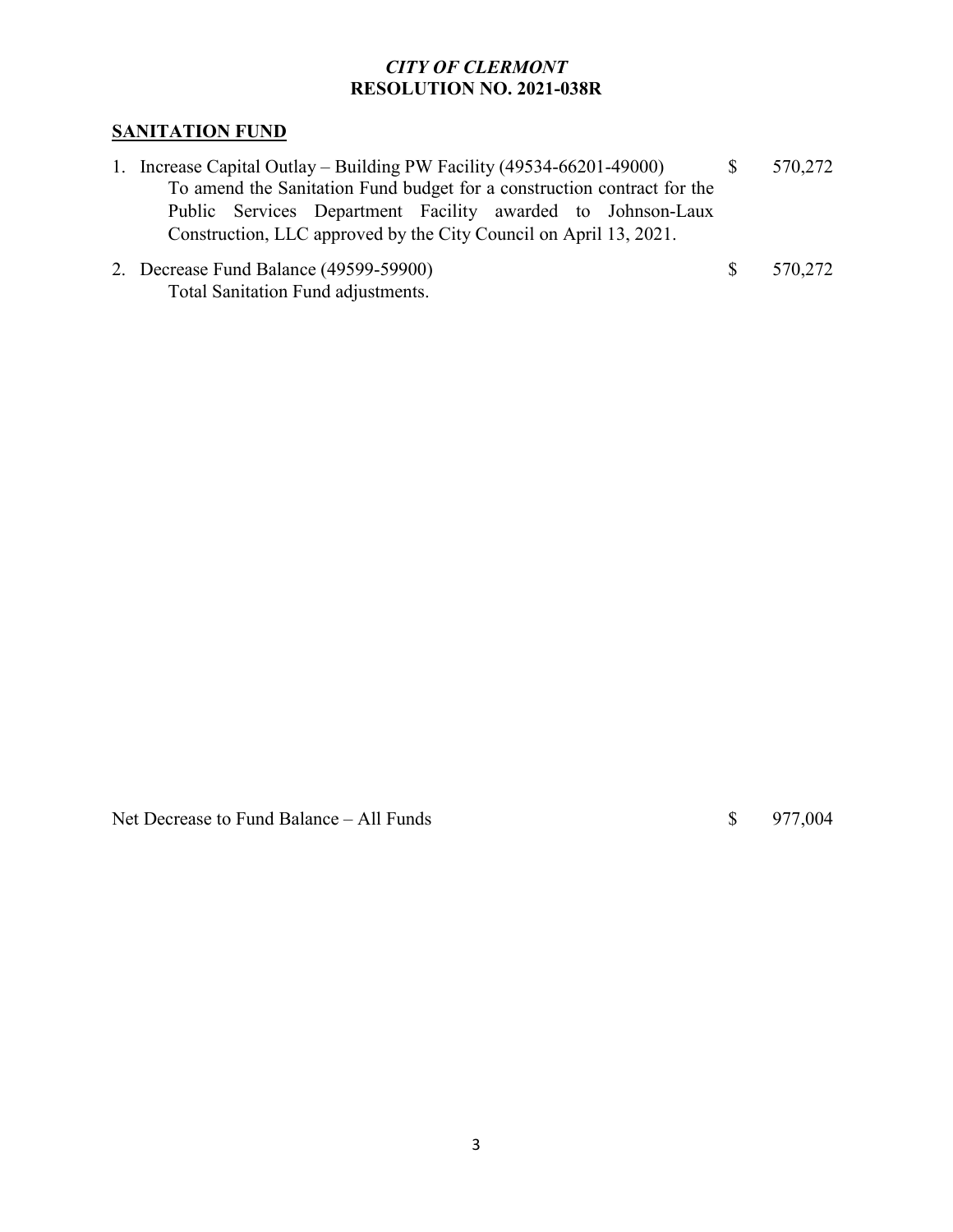*CITY OF CLERMONT*
**RESOLUTION NO. 2021-038R**

## SANITATION FUND

1. Increase Capital Outlay – Building PW Facility (49534-66201-49000) $ 570,272
   To amend the Sanitation Fund budget for a construction contract for the Public Services Department Facility awarded to Johnson-Laux Construction, LLC approved by the City Council on April 13, 2021.
2. Decrease Fund Balance (49599-59900) $ 570,272
   Total Sanitation Fund adjustments.

Net Decrease to Fund Balance – All Funds $ 977,004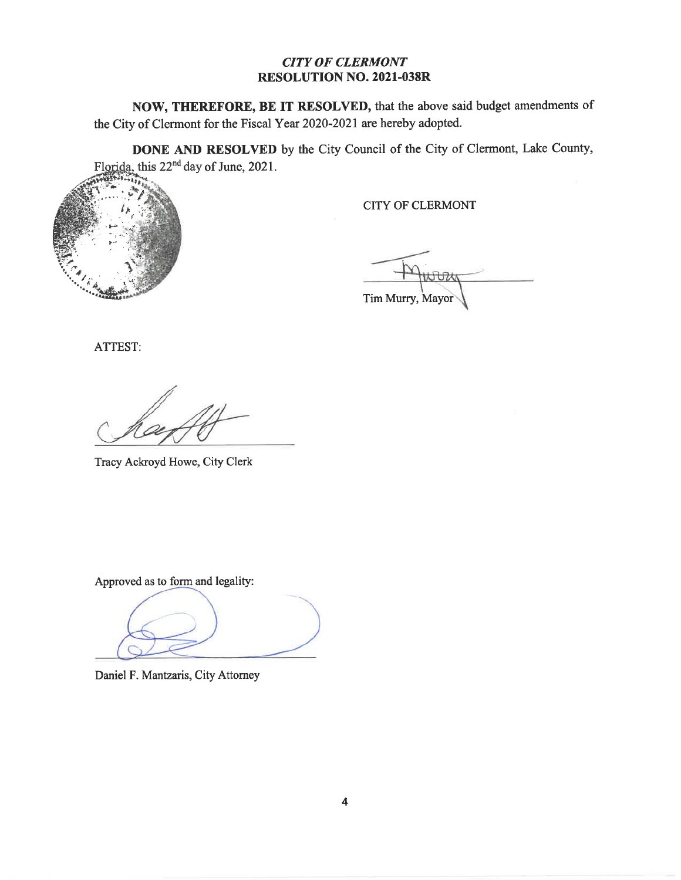***CITY OF CLERMONT***
**RESOLUTION NO. 2021-038R**

**NOW, THEREFORE, BE IT RESOLVED,** that the above said budget amendments of the City of Clermont for the Fiscal Year 2020-2021 are hereby adopted.

**DONE AND RESOLVED** by the City Council of the City of Clermont, Lake County, Florida, this 22nd day of June, 2021.

CITY OF CLERMONT

Tim Murry, Mayor

ATTEST:

Tracy Ackroyd Howe, City Clerk

Approved as to form and legality:

Daniel F. Mantzaris, City Attorney